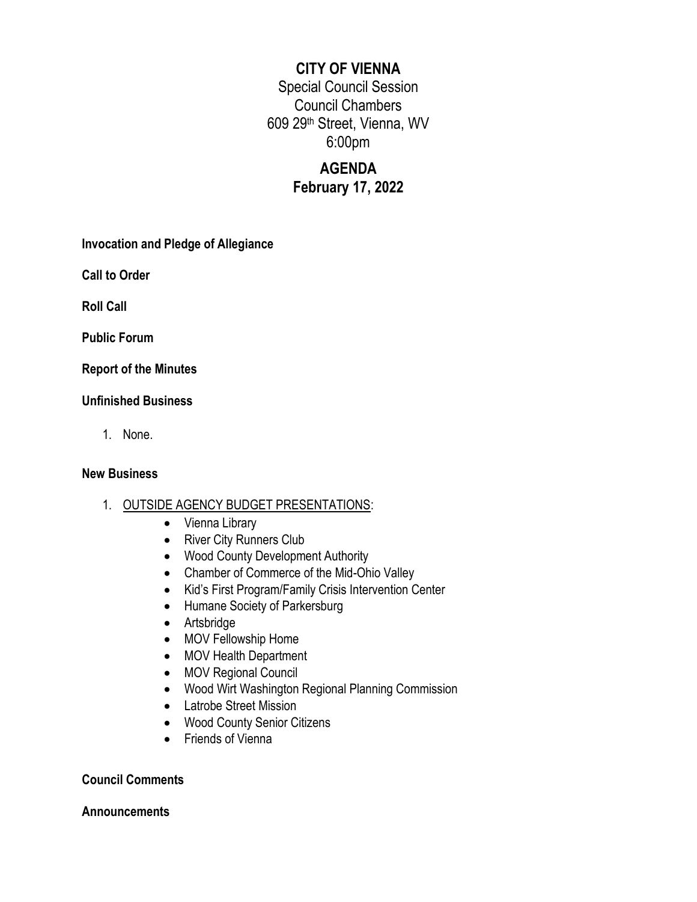# CITY OF VIENNA

Special Council Session
Council Chambers
609 29th Street, Vienna, WV
6:00pm

## AGENDA
## February 17, 2022

**Invocation and Pledge of Allegiance**

**Call to Order**

**Roll Call**

**Public Forum**

**Report of the Minutes**

**Unfinished Business**

1. None.

**New Business**

1. OUTSIDE AGENCY BUDGET PRESENTATIONS:
   - Vienna Library
   - River City Runners Club
   - Wood County Development Authority
   - Chamber of Commerce of the Mid-Ohio Valley
   - Kid's First Program/Family Crisis Intervention Center
   - Humane Society of Parkersburg
   - Artsbridge
   - MOV Fellowship Home
   - MOV Health Department
   - MOV Regional Council
   - Wood Wirt Washington Regional Planning Commission
   - Latrobe Street Mission
   - Wood County Senior Citizens
   - Friends of Vienna

**Council Comments**

**Announcements**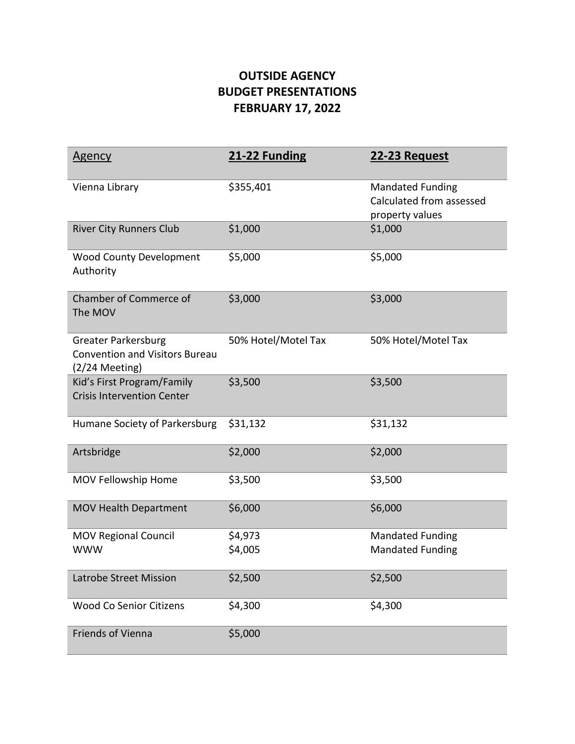# OUTSIDE AGENCY BUDGET PRESENTATIONS FEBRUARY 17, 2022

| Agency | 21-22 Funding | 22-23 Request |
|---|---|---|
| Vienna Library | $355,401 | Mandated Funding Calculated from assessed property values |
| River City Runners Club | $1,000 | $1,000 |
| Wood County Development Authority | $5,000 | $5,000 |
| Chamber of Commerce of The MOV | $3,000 | $3,000 |
| Greater Parkersburg Convention and Visitors Bureau (2/24 Meeting) | 50% Hotel/Motel Tax | 50% Hotel/Motel Tax |
| Kid's First Program/Family Crisis Intervention Center | $3,500 | $3,500 |
| Humane Society of Parkersburg | $31,132 | $31,132 |
| Artsbridge | $2,000 | $2,000 |
| MOV Fellowship Home | $3,500 | $3,500 |
| MOV Health Department | $6,000 | $6,000 |
| MOV Regional Council<br>WWW | $4,973<br>$4,005 | Mandated Funding<br>Mandated Funding |
| Latrobe Street Mission | $2,500 | $2,500 |
| Wood Co Senior Citizens | $4,300 | $4,300 |
| Friends of Vienna | $5,000 | |